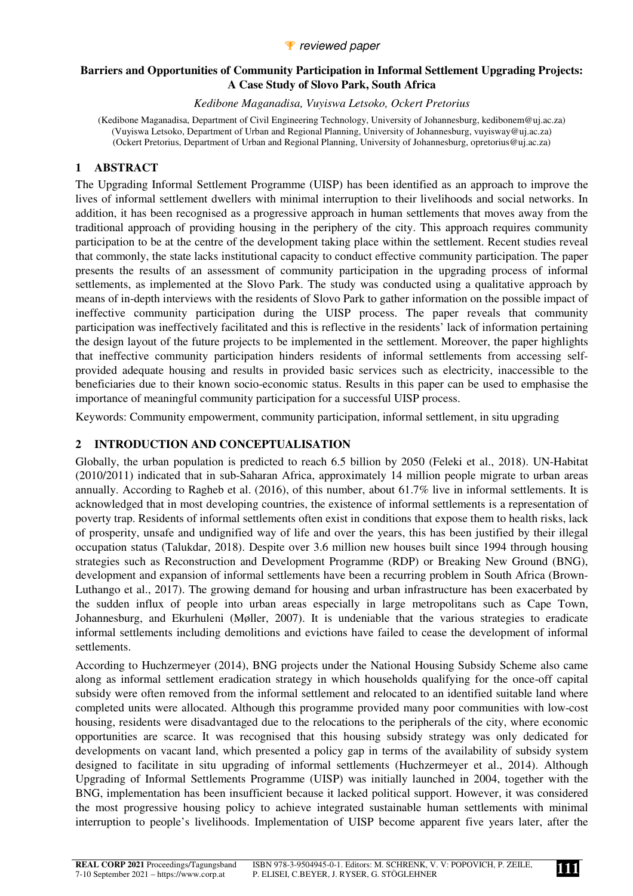reviewed paper

# Barriers and Opportunities of Community Participation in Informal Settlement Upgrading Projects: A Case Study of Slovo Park, South Africa

*Kedibone Maganadisa, Vuyiswa Letsoko, Ockert Pretorius*

(Kedibone Maganadisa, Department of Civil Engineering Technology, University of Johannesburg, kedibonem@uj.ac.za)
(Vuyiswa Letsoko, Department of Urban and Regional Planning, University of Johannesburg, vuyisway@uj.ac.za)
(Ockert Pretorius, Department of Urban and Regional Planning, University of Johannesburg, opretorius@uj.ac.za)

## 1 ABSTRACT

The Upgrading Informal Settlement Programme (UISP) has been identified as an approach to improve the lives of informal settlement dwellers with minimal interruption to their livelihoods and social networks. In addition, it has been recognised as a progressive approach in human settlements that moves away from the traditional approach of providing housing in the periphery of the city. This approach requires community participation to be at the centre of the development taking place within the settlement. Recent studies reveal that commonly, the state lacks institutional capacity to conduct effective community participation. The paper presents the results of an assessment of community participation in the upgrading process of informal settlements, as implemented at the Slovo Park. The study was conducted using a qualitative approach by means of in-depth interviews with the residents of Slovo Park to gather information on the possible impact of ineffective community participation during the UISP process. The paper reveals that community participation was ineffectively facilitated and this is reflective in the residents' lack of information pertaining the design layout of the future projects to be implemented in the settlement. Moreover, the paper highlights that ineffective community participation hinders residents of informal settlements from accessing self-provided adequate housing and results in provided basic services such as electricity, inaccessible to the beneficiaries due to their known socio-economic status. Results in this paper can be used to emphasise the importance of meaningful community participation for a successful UISP process.

Keywords: Community empowerment, community participation, informal settlement, in situ upgrading

## 2 INTRODUCTION AND CONCEPTUALISATION

Globally, the urban population is predicted to reach 6.5 billion by 2050 (Feleki et al., 2018). UN-Habitat (2010/2011) indicated that in sub-Saharan Africa, approximately 14 million people migrate to urban areas annually. According to Ragheb et al. (2016), of this number, about 61.7% live in informal settlements. It is acknowledged that in most developing countries, the existence of informal settlements is a representation of poverty trap. Residents of informal settlements often exist in conditions that expose them to health risks, lack of prosperity, unsafe and undignified way of life and over the years, this has been justified by their illegal occupation status (Talukdar, 2018). Despite over 3.6 million new houses built since 1994 through housing strategies such as Reconstruction and Development Programme (RDP) or Breaking New Ground (BNG), development and expansion of informal settlements have been a recurring problem in South Africa (Brown-Luthango et al., 2017). The growing demand for housing and urban infrastructure has been exacerbated by the sudden influx of people into urban areas especially in large metropolitans such as Cape Town, Johannesburg, and Ekurhuleni (Møller, 2007). It is undeniable that the various strategies to eradicate informal settlements including demolitions and evictions have failed to cease the development of informal settlements.

According to Huchzermeyer (2014), BNG projects under the National Housing Subsidy Scheme also came along as informal settlement eradication strategy in which households qualifying for the once-off capital subsidy were often removed from the informal settlement and relocated to an identified suitable land where completed units were allocated. Although this programme provided many poor communities with low-cost housing, residents were disadvantaged due to the relocations to the peripherals of the city, where economic opportunities are scarce. It was recognised that this housing subsidy strategy was only dedicated for developments on vacant land, which presented a policy gap in terms of the availability of subsidy system designed to facilitate in situ upgrading of informal settlements (Huchzermeyer et al., 2014). Although Upgrading of Informal Settlements Programme (UISP) was initially launched in 2004, together with the BNG, implementation has been insufficient because it lacked political support. However, it was considered the most progressive housing policy to achieve integrated sustainable human settlements with minimal interruption to people's livelihoods. Implementation of UISP become apparent five years later, after the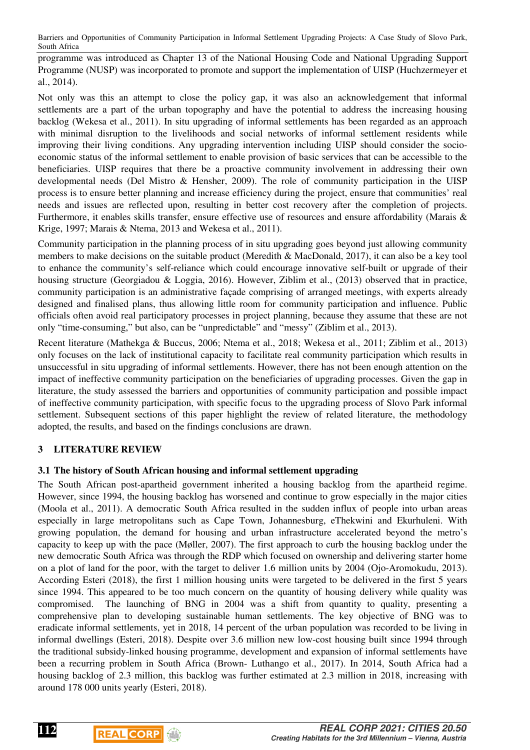programme was introduced as Chapter 13 of the National Housing Code and National Upgrading Support Programme (NUSP) was incorporated to promote and support the implementation of UISP (Huchzermeyer et al., 2014).

Not only was this an attempt to close the policy gap, it was also an acknowledgement that informal settlements are a part of the urban topography and have the potential to address the increasing housing backlog (Wekesa et al., 2011). In situ upgrading of informal settlements has been regarded as an approach with minimal disruption to the livelihoods and social networks of informal settlement residents while improving their living conditions. Any upgrading intervention including UISP should consider the socio-economic status of the informal settlement to enable provision of basic services that can be accessible to the beneficiaries. UISP requires that there be a proactive community involvement in addressing their own developmental needs (Del Mistro & Hensher, 2009). The role of community participation in the UISP process is to ensure better planning and increase efficiency during the project, ensure that communities' real needs and issues are reflected upon, resulting in better cost recovery after the completion of projects. Furthermore, it enables skills transfer, ensure effective use of resources and ensure affordability (Marais & Krige, 1997; Marais & Ntema, 2013 and Wekesa et al., 2011).

Community participation in the planning process of in situ upgrading goes beyond just allowing community members to make decisions on the suitable product (Meredith & MacDonald, 2017), it can also be a key tool to enhance the community's self-reliance which could encourage innovative self-built or upgrade of their housing structure (Georgiadou & Loggia, 2016). However, Ziblim et al., (2013) observed that in practice, community participation is an administrative façade comprising of arranged meetings, with experts already designed and finalised plans, thus allowing little room for community participation and influence. Public officials often avoid real participatory processes in project planning, because they assume that these are not only "time-consuming," but also, can be "unpredictable" and "messy" (Ziblim et al., 2013).

Recent literature (Mathekga & Buccus, 2006; Ntema et al., 2018; Wekesa et al., 2011; Ziblim et al., 2013) only focuses on the lack of institutional capacity to facilitate real community participation which results in unsuccessful in situ upgrading of informal settlements. However, there has not been enough attention on the impact of ineffective community participation on the beneficiaries of upgrading processes. Given the gap in literature, the study assessed the barriers and opportunities of community participation and possible impact of ineffective community participation, with specific focus to the upgrading process of Slovo Park informal settlement. Subsequent sections of this paper highlight the review of related literature, the methodology adopted, the results, and based on the findings conclusions are drawn.

## 3 LITERATURE REVIEW

### 3.1 The history of South African housing and informal settlement upgrading

The South African post-apartheid government inherited a housing backlog from the apartheid regime. However, since 1994, the housing backlog has worsened and continue to grow especially in the major cities (Moola et al., 2011). A democratic South Africa resulted in the sudden influx of people into urban areas especially in large metropolitans such as Cape Town, Johannesburg, eThekwini and Ekurhuleni. With growing population, the demand for housing and urban infrastructure accelerated beyond the metro's capacity to keep up with the pace (Møller, 2007). The first approach to curb the housing backlog under the new democratic South Africa was through the RDP which focused on ownership and delivering starter home on a plot of land for the poor, with the target to deliver 1.6 million units by 2004 (Ojo-Aromokudu, 2013). According Esteri (2018), the first 1 million housing units were targeted to be delivered in the first 5 years since 1994. This appeared to be too much concern on the quantity of housing delivery while quality was compromised. The launching of BNG in 2004 was a shift from quantity to quality, presenting a comprehensive plan to developing sustainable human settlements. The key objective of BNG was to eradicate informal settlements, yet in 2018, 14 percent of the urban population was recorded to be living in informal dwellings (Esteri, 2018). Despite over 3.6 million new low-cost housing built since 1994 through the traditional subsidy-linked housing programme, development and expansion of informal settlements have been a recurring problem in South Africa (Brown- Luthango et al., 2017). In 2014, South Africa had a housing backlog of 2.3 million, this backlog was further estimated at 2.3 million in 2018, increasing with around 178 000 units yearly (Esteri, 2018).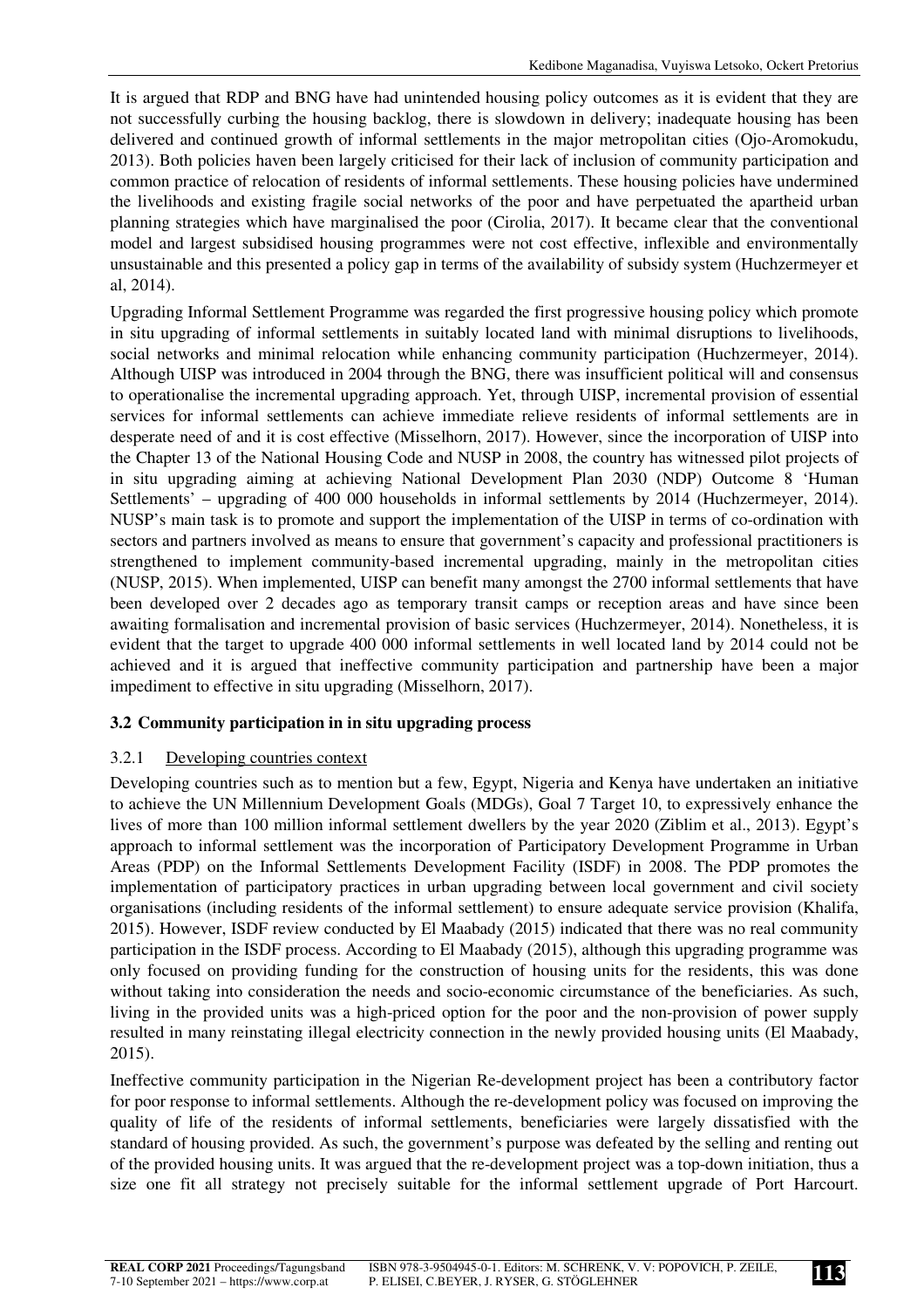It is argued that RDP and BNG have had unintended housing policy outcomes as it is evident that they are not successfully curbing the housing backlog, there is slowdown in delivery; inadequate housing has been delivered and continued growth of informal settlements in the major metropolitan cities (Ojo-Aromokudu, 2013). Both policies haven been largely criticised for their lack of inclusion of community participation and common practice of relocation of residents of informal settlements. These housing policies have undermined the livelihoods and existing fragile social networks of the poor and have perpetuated the apartheid urban planning strategies which have marginalised the poor (Cirolia, 2017). It became clear that the conventional model and largest subsidised housing programmes were not cost effective, inflexible and environmentally unsustainable and this presented a policy gap in terms of the availability of subsidy system (Huchzermeyer et al, 2014).

Upgrading Informal Settlement Programme was regarded the first progressive housing policy which promote in situ upgrading of informal settlements in suitably located land with minimal disruptions to livelihoods, social networks and minimal relocation while enhancing community participation (Huchzermeyer, 2014). Although UISP was introduced in 2004 through the BNG, there was insufficient political will and consensus to operationalise the incremental upgrading approach. Yet, through UISP, incremental provision of essential services for informal settlements can achieve immediate relieve residents of informal settlements are in desperate need of and it is cost effective (Misselhorn, 2017). However, since the incorporation of UISP into the Chapter 13 of the National Housing Code and NUSP in 2008, the country has witnessed pilot projects of in situ upgrading aiming at achieving National Development Plan 2030 (NDP) Outcome 8 'Human Settlements' – upgrading of 400 000 households in informal settlements by 2014 (Huchzermeyer, 2014). NUSP's main task is to promote and support the implementation of the UISP in terms of co-ordination with sectors and partners involved as means to ensure that government's capacity and professional practitioners is strengthened to implement community-based incremental upgrading, mainly in the metropolitan cities (NUSP, 2015). When implemented, UISP can benefit many amongst the 2700 informal settlements that have been developed over 2 decades ago as temporary transit camps or reception areas and have since been awaiting formalisation and incremental provision of basic services (Huchzermeyer, 2014). Nonetheless, it is evident that the target to upgrade 400 000 informal settlements in well located land by 2014 could not be achieved and it is argued that ineffective community participation and partnership have been a major impediment to effective in situ upgrading (Misselhorn, 2017).

### 3.2 Community participation in in situ upgrading process

#### 3.2.1 Developing countries context

Developing countries such as to mention but a few, Egypt, Nigeria and Kenya have undertaken an initiative to achieve the UN Millennium Development Goals (MDGs), Goal 7 Target 10, to expressively enhance the lives of more than 100 million informal settlement dwellers by the year 2020 (Ziblim et al., 2013). Egypt's approach to informal settlement was the incorporation of Participatory Development Programme in Urban Areas (PDP) on the Informal Settlements Development Facility (ISDF) in 2008. The PDP promotes the implementation of participatory practices in urban upgrading between local government and civil society organisations (including residents of the informal settlement) to ensure adequate service provision (Khalifa, 2015). However, ISDF review conducted by El Maabady (2015) indicated that there was no real community participation in the ISDF process. According to El Maabady (2015), although this upgrading programme was only focused on providing funding for the construction of housing units for the residents, this was done without taking into consideration the needs and socio-economic circumstance of the beneficiaries. As such, living in the provided units was a high-priced option for the poor and the non-provision of power supply resulted in many reinstating illegal electricity connection in the newly provided housing units (El Maabady, 2015).

Ineffective community participation in the Nigerian Re-development project has been a contributory factor for poor response to informal settlements. Although the re-development policy was focused on improving the quality of life of the residents of informal settlements, beneficiaries were largely dissatisfied with the standard of housing provided. As such, the government's purpose was defeated by the selling and renting out of the provided housing units. It was argued that the re-development project was a top-down initiation, thus a size one fit all strategy not precisely suitable for the informal settlement upgrade of Port Harcourt.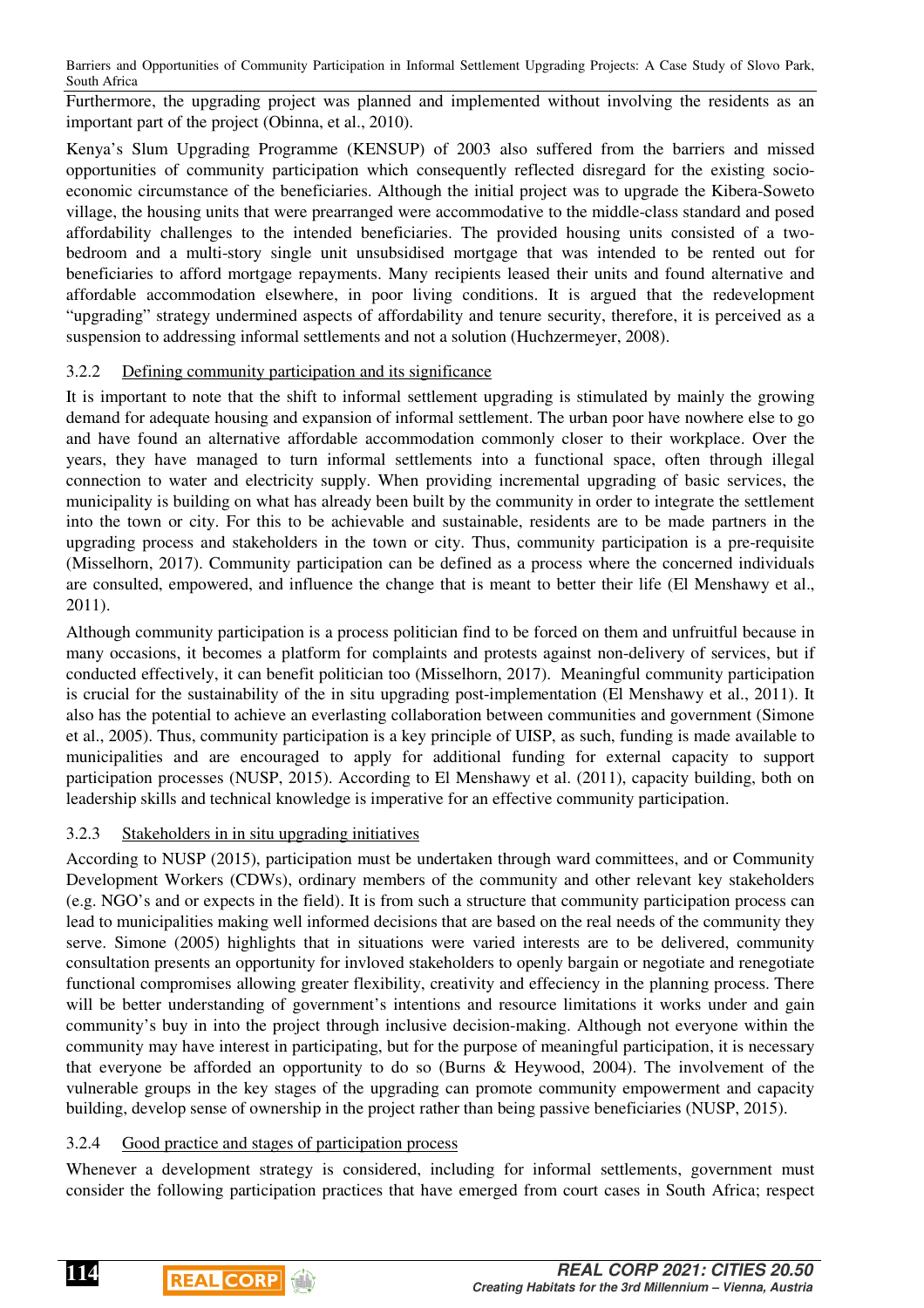Furthermore, the upgrading project was planned and implemented without involving the residents as an important part of the project (Obinna, et al., 2010).

Kenya's Slum Upgrading Programme (KENSUP) of 2003 also suffered from the barriers and missed opportunities of community participation which consequently reflected disregard for the existing socio-economic circumstance of the beneficiaries. Although the initial project was to upgrade the Kibera-Soweto village, the housing units that were prearranged were accommodative to the middle-class standard and posed affordability challenges to the intended beneficiaries. The provided housing units consisted of a two-bedroom and a multi-story single unit unsubsidised mortgage that was intended to be rented out for beneficiaries to afford mortgage repayments. Many recipients leased their units and found alternative and affordable accommodation elsewhere, in poor living conditions. It is argued that the redevelopment "upgrading" strategy undermined aspects of affordability and tenure security, therefore, it is perceived as a suspension to addressing informal settlements and not a solution (Huchzermeyer, 2008).

### 3.2.2 Defining community participation and its significance

It is important to note that the shift to informal settlement upgrading is stimulated by mainly the growing demand for adequate housing and expansion of informal settlement. The urban poor have nowhere else to go and have found an alternative affordable accommodation commonly closer to their workplace. Over the years, they have managed to turn informal settlements into a functional space, often through illegal connection to water and electricity supply. When providing incremental upgrading of basic services, the municipality is building on what has already been built by the community in order to integrate the settlement into the town or city. For this to be achievable and sustainable, residents are to be made partners in the upgrading process and stakeholders in the town or city. Thus, community participation is a pre-requisite (Misselhorn, 2017). Community participation can be defined as a process where the concerned individuals are consulted, empowered, and influence the change that is meant to better their life (El Menshawy et al., 2011).

Although community participation is a process politician find to be forced on them and unfruitful because in many occasions, it becomes a platform for complaints and protests against non-delivery of services, but if conducted effectively, it can benefit politician too (Misselhorn, 2017). Meaningful community participation is crucial for the sustainability of the in situ upgrading post-implementation (El Menshawy et al., 2011). It also has the potential to achieve an everlasting collaboration between communities and government (Simone et al., 2005). Thus, community participation is a key principle of UISP, as such, funding is made available to municipalities and are encouraged to apply for additional funding for external capacity to support participation processes (NUSP, 2015). According to El Menshawy et al. (2011), capacity building, both on leadership skills and technical knowledge is imperative for an effective community participation.

### 3.2.3 Stakeholders in in situ upgrading initiatives

According to NUSP (2015), participation must be undertaken through ward committees, and or Community Development Workers (CDWs), ordinary members of the community and other relevant key stakeholders (e.g. NGO's and or expects in the field). It is from such a structure that community participation process can lead to municipalities making well informed decisions that are based on the real needs of the community they serve. Simone (2005) highlights that in situations were varied interests are to be delivered, community consultation presents an opportunity for invloved stakeholders to openly bargain or negotiate and renegotiate functional compromises allowing greater flexibility, creativity and effeciency in the planning process. There will be better understanding of government's intentions and resource limitations it works under and gain community's buy in into the project through inclusive decision-making. Although not everyone within the community may have interest in participating, but for the purpose of meaningful participation, it is necessary that everyone be afforded an opportunity to do so (Burns & Heywood, 2004). The involvement of the vulnerable groups in the key stages of the upgrading can promote community empowerment and capacity building, develop sense of ownership in the project rather than being passive beneficiaries (NUSP, 2015).

### 3.2.4 Good practice and stages of participation process

Whenever a development strategy is considered, including for informal settlements, government must consider the following participation practices that have emerged from court cases in South Africa; respect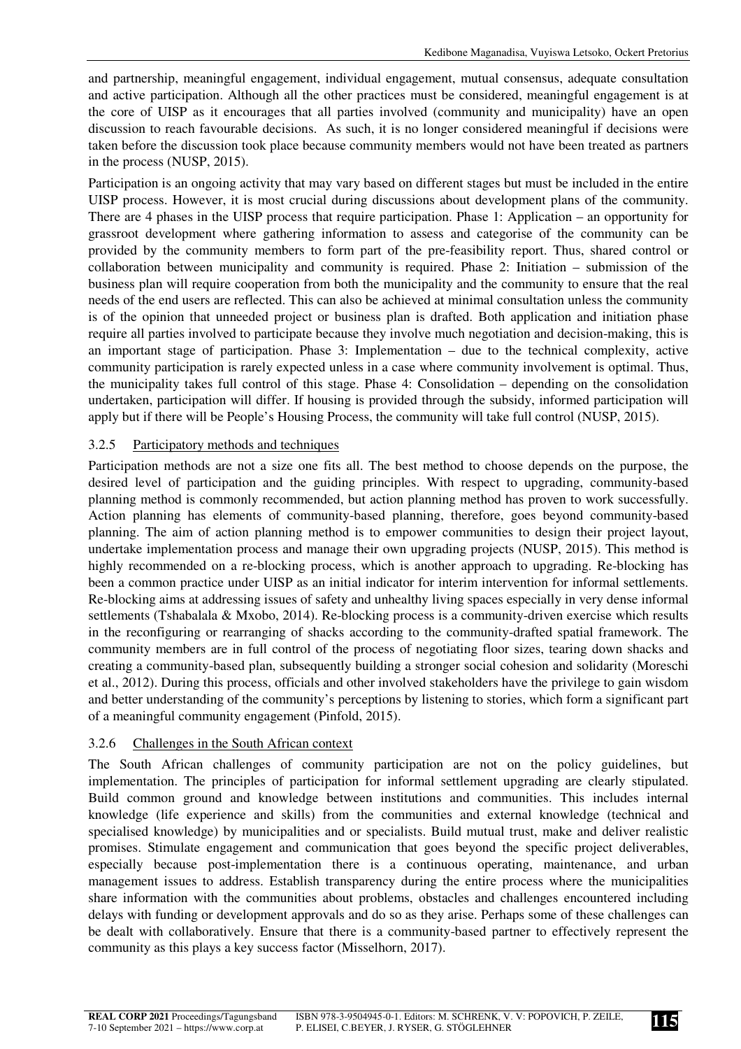and partnership, meaningful engagement, individual engagement, mutual consensus, adequate consultation and active participation. Although all the other practices must be considered, meaningful engagement is at the core of UISP as it encourages that all parties involved (community and municipality) have an open discussion to reach favourable decisions. As such, it is no longer considered meaningful if decisions were taken before the discussion took place because community members would not have been treated as partners in the process (NUSP, 2015).

Participation is an ongoing activity that may vary based on different stages but must be included in the entire UISP process. However, it is most crucial during discussions about development plans of the community. There are 4 phases in the UISP process that require participation. Phase 1: Application – an opportunity for grassroot development where gathering information to assess and categorise of the community can be provided by the community members to form part of the pre-feasibility report. Thus, shared control or collaboration between municipality and community is required. Phase 2: Initiation – submission of the business plan will require cooperation from both the municipality and the community to ensure that the real needs of the end users are reflected. This can also be achieved at minimal consultation unless the community is of the opinion that unneeded project or business plan is drafted. Both application and initiation phase require all parties involved to participate because they involve much negotiation and decision-making, this is an important stage of participation. Phase 3: Implementation – due to the technical complexity, active community participation is rarely expected unless in a case where community involvement is optimal. Thus, the municipality takes full control of this stage. Phase 4: Consolidation – depending on the consolidation undertaken, participation will differ. If housing is provided through the subsidy, informed participation will apply but if there will be People's Housing Process, the community will take full control (NUSP, 2015).

### 3.2.5 Participatory methods and techniques

Participation methods are not a size one fits all. The best method to choose depends on the purpose, the desired level of participation and the guiding principles. With respect to upgrading, community-based planning method is commonly recommended, but action planning method has proven to work successfully. Action planning has elements of community-based planning, therefore, goes beyond community-based planning. The aim of action planning method is to empower communities to design their project layout, undertake implementation process and manage their own upgrading projects (NUSP, 2015). This method is highly recommended on a re-blocking process, which is another approach to upgrading. Re-blocking has been a common practice under UISP as an initial indicator for interim intervention for informal settlements. Re-blocking aims at addressing issues of safety and unhealthy living spaces especially in very dense informal settlements (Tshabalala & Mxobo, 2014). Re-blocking process is a community-driven exercise which results in the reconfiguring or rearranging of shacks according to the community-drafted spatial framework. The community members are in full control of the process of negotiating floor sizes, tearing down shacks and creating a community-based plan, subsequently building a stronger social cohesion and solidarity (Moreschi et al., 2012). During this process, officials and other involved stakeholders have the privilege to gain wisdom and better understanding of the community's perceptions by listening to stories, which form a significant part of a meaningful community engagement (Pinfold, 2015).

### 3.2.6 Challenges in the South African context

The South African challenges of community participation are not on the policy guidelines, but implementation. The principles of participation for informal settlement upgrading are clearly stipulated. Build common ground and knowledge between institutions and communities. This includes internal knowledge (life experience and skills) from the communities and external knowledge (technical and specialised knowledge) by municipalities and or specialists. Build mutual trust, make and deliver realistic promises. Stimulate engagement and communication that goes beyond the specific project deliverables, especially because post-implementation there is a continuous operating, maintenance, and urban management issues to address. Establish transparency during the entire process where the municipalities share information with the communities about problems, obstacles and challenges encountered including delays with funding or development approvals and do so as they arise. Perhaps some of these challenges can be dealt with collaboratively. Ensure that there is a community-based partner to effectively represent the community as this plays a key success factor (Misselhorn, 2017).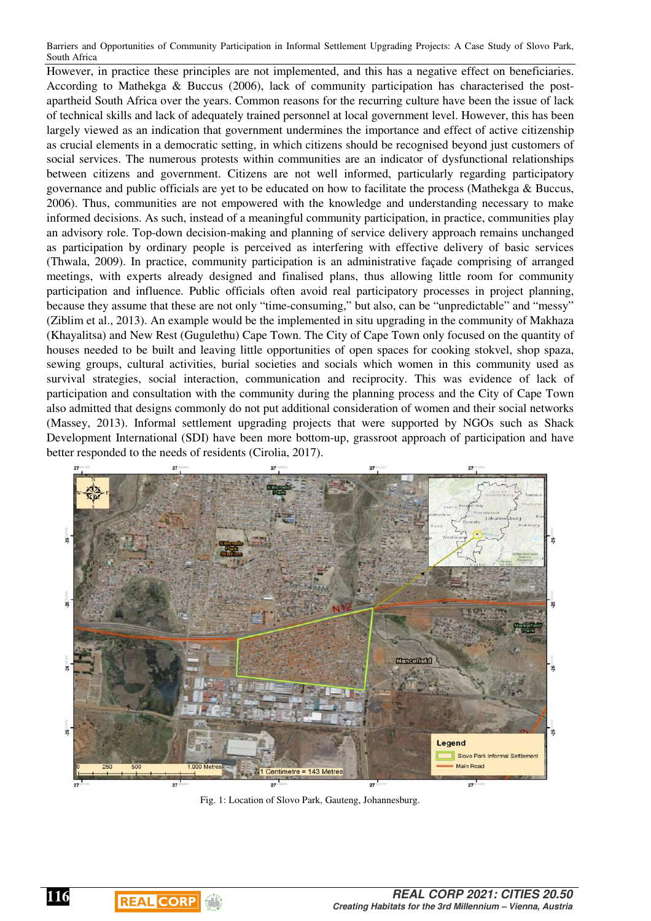However, in practice these principles are not implemented, and this has a negative effect on beneficiaries. According to Mathekga & Buccus (2006), lack of community participation has characterised the post-apartheid South Africa over the years. Common reasons for the recurring culture have been the issue of lack of technical skills and lack of adequately trained personnel at local government level. However, this has been largely viewed as an indication that government undermines the importance and effect of active citizenship as crucial elements in a democratic setting, in which citizens should be recognised beyond just customers of social services. The numerous protests within communities are an indicator of dysfunctional relationships between citizens and government. Citizens are not well informed, particularly regarding participatory governance and public officials are yet to be educated on how to facilitate the process (Mathekga & Buccus, 2006). Thus, communities are not empowered with the knowledge and understanding necessary to make informed decisions. As such, instead of a meaningful community participation, in practice, communities play an advisory role. Top-down decision-making and planning of service delivery approach remains unchanged as participation by ordinary people is perceived as interfering with effective delivery of basic services (Thwala, 2009). In practice, community participation is an administrative façade comprising of arranged meetings, with experts already designed and finalised plans, thus allowing little room for community participation and influence. Public officials often avoid real participatory processes in project planning, because they assume that these are not only "time-consuming," but also, can be "unpredictable" and "messy" (Ziblim et al., 2013). An example would be the implemented in situ upgrading in the community of Makhaza (Khayalitsa) and New Rest (Gugulethu) Cape Town. The City of Cape Town only focused on the quantity of houses needed to be built and leaving little opportunities of open spaces for cooking stokvel, shop spaza, sewing groups, cultural activities, burial societies and socials which women in this community used as survival strategies, social interaction, communication and reciprocity. This was evidence of lack of participation and consultation with the community during the planning process and the City of Cape Town also admitted that designs commonly do not put additional consideration of women and their social networks (Massey, 2013). Informal settlement upgrading projects that were supported by NGOs such as Shack Development International (SDI) have been more bottom-up, grassroot approach of participation and have better responded to the needs of residents (Cirolia, 2017).

Fig. 1: Location of Slovo Park, Gauteng, Johannesburg.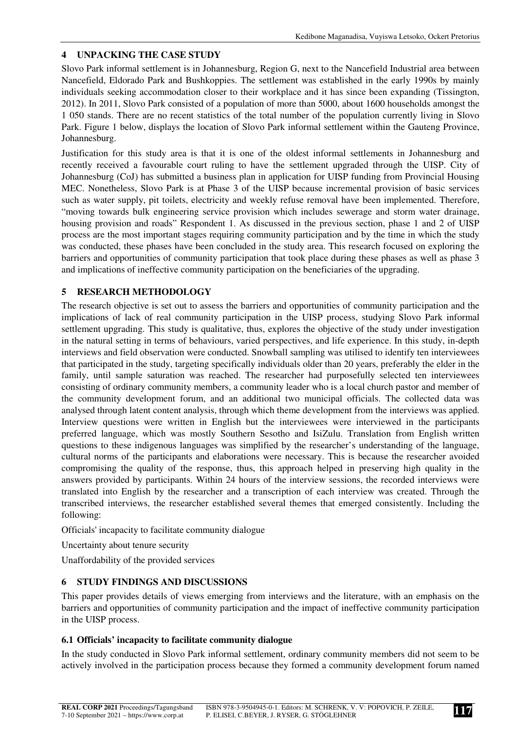## 4 UNPACKING THE CASE STUDY

Slovo Park informal settlement is in Johannesburg, Region G, next to the Nancefield Industrial area between Nancefield, Eldorado Park and Bushkoppies. The settlement was established in the early 1990s by mainly individuals seeking accommodation closer to their workplace and it has since been expanding (Tissington, 2012). In 2011, Slovo Park consisted of a population of more than 5000, about 1600 households amongst the 1 050 stands. There are no recent statistics of the total number of the population currently living in Slovo Park. Figure 1 below, displays the location of Slovo Park informal settlement within the Gauteng Province, Johannesburg.

Justification for this study area is that it is one of the oldest informal settlements in Johannesburg and recently received a favourable court ruling to have the settlement upgraded through the UISP. City of Johannesburg (CoJ) has submitted a business plan in application for UISP funding from Provincial Housing MEC. Nonetheless, Slovo Park is at Phase 3 of the UISP because incremental provision of basic services such as water supply, pit toilets, electricity and weekly refuse removal have been implemented. Therefore, "moving towards bulk engineering service provision which includes sewerage and storm water drainage, housing provision and roads" Respondent 1. As discussed in the previous section, phase 1 and 2 of UISP process are the most important stages requiring community participation and by the time in which the study was conducted, these phases have been concluded in the study area. This research focused on exploring the barriers and opportunities of community participation that took place during these phases as well as phase 3 and implications of ineffective community participation on the beneficiaries of the upgrading.

## 5 RESEARCH METHODOLOGY

The research objective is set out to assess the barriers and opportunities of community participation and the implications of lack of real community participation in the UISP process, studying Slovo Park informal settlement upgrading. This study is qualitative, thus, explores the objective of the study under investigation in the natural setting in terms of behaviours, varied perspectives, and life experience. In this study, in-depth interviews and field observation were conducted. Snowball sampling was utilised to identify ten interviewees that participated in the study, targeting specifically individuals older than 20 years, preferably the elder in the family, until sample saturation was reached. The researcher had purposefully selected ten interviewees consisting of ordinary community members, a community leader who is a local church pastor and member of the community development forum, and an additional two municipal officials. The collected data was analysed through latent content analysis, through which theme development from the interviews was applied. Interview questions were written in English but the interviewees were interviewed in the participants preferred language, which was mostly Southern Sesotho and IsiZulu. Translation from English written questions to these indigenous languages was simplified by the researcher's understanding of the language, cultural norms of the participants and elaborations were necessary. This is because the researcher avoided compromising the quality of the response, thus, this approach helped in preserving high quality in the answers provided by participants. Within 24 hours of the interview sessions, the recorded interviews were translated into English by the researcher and a transcription of each interview was created. Through the transcribed interviews, the researcher established several themes that emerged consistently. Including the following:

Officials' incapacity to facilitate community dialogue

Uncertainty about tenure security

Unaffordability of the provided services

## 6 STUDY FINDINGS AND DISCUSSIONS

This paper provides details of views emerging from interviews and the literature, with an emphasis on the barriers and opportunities of community participation and the impact of ineffective community participation in the UISP process.

### 6.1 Officials' incapacity to facilitate community dialogue

In the study conducted in Slovo Park informal settlement, ordinary community members did not seem to be actively involved in the participation process because they formed a community development forum named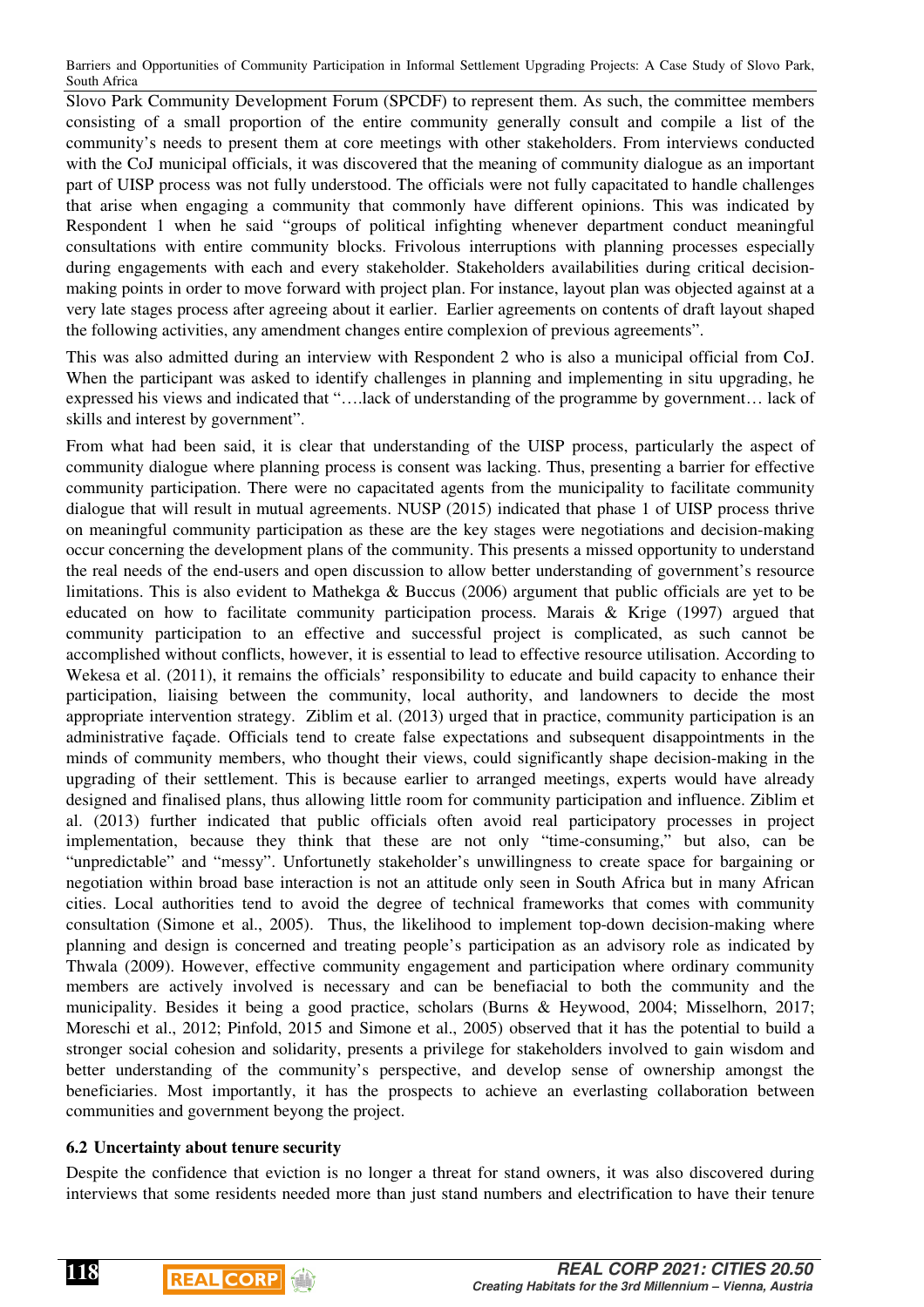Slovo Park Community Development Forum (SPCDF) to represent them. As such, the committee members consisting of a small proportion of the entire community generally consult and compile a list of the community's needs to present them at core meetings with other stakeholders. From interviews conducted with the CoJ municipal officials, it was discovered that the meaning of community dialogue as an important part of UISP process was not fully understood. The officials were not fully capacitated to handle challenges that arise when engaging a community that commonly have different opinions. This was indicated by Respondent 1 when he said "groups of political infighting whenever department conduct meaningful consultations with entire community blocks. Frivolous interruptions with planning processes especially during engagements with each and every stakeholder. Stakeholders availabilities during critical decision-making points in order to move forward with project plan. For instance, layout plan was objected against at a very late stages process after agreeing about it earlier. Earlier agreements on contents of draft layout shaped the following activities, any amendment changes entire complexion of previous agreements".

This was also admitted during an interview with Respondent 2 who is also a municipal official from CoJ. When the participant was asked to identify challenges in planning and implementing in situ upgrading, he expressed his views and indicated that "….lack of understanding of the programme by government… lack of skills and interest by government".

From what had been said, it is clear that understanding of the UISP process, particularly the aspect of community dialogue where planning process is consent was lacking. Thus, presenting a barrier for effective community participation. There were no capacitated agents from the municipality to facilitate community dialogue that will result in mutual agreements. NUSP (2015) indicated that phase 1 of UISP process thrive on meaningful community participation as these are the key stages were negotiations and decision-making occur concerning the development plans of the community. This presents a missed opportunity to understand the real needs of the end-users and open discussion to allow better understanding of government's resource limitations. This is also evident to Mathekga & Buccus (2006) argument that public officials are yet to be educated on how to facilitate community participation process. Marais & Krige (1997) argued that community participation to an effective and successful project is complicated, as such cannot be accomplished without conflicts, however, it is essential to lead to effective resource utilisation. According to Wekesa et al. (2011), it remains the officials' responsibility to educate and build capacity to enhance their participation, liaising between the community, local authority, and landowners to decide the most appropriate intervention strategy. Ziblim et al. (2013) urged that in practice, community participation is an administrative façade. Officials tend to create false expectations and subsequent disappointments in the minds of community members, who thought their views, could significantly shape decision-making in the upgrading of their settlement. This is because earlier to arranged meetings, experts would have already designed and finalised plans, thus allowing little room for community participation and influence. Ziblim et al. (2013) further indicated that public officials often avoid real participatory processes in project implementation, because they think that these are not only "time-consuming," but also, can be "unpredictable" and "messy". Unfortunetly stakeholder's unwillingness to create space for bargaining or negotiation within broad base interaction is not an attitude only seen in South Africa but in many African cities. Local authorities tend to avoid the degree of technical frameworks that comes with community consultation (Simone et al., 2005). Thus, the likelihood to implement top-down decision-making where planning and design is concerned and treating people's participation as an advisory role as indicated by Thwala (2009). However, effective community engagement and participation where ordinary community members are actively involved is necessary and can be benefiacial to both the community and the municipality. Besides it being a good practice, scholars (Burns & Heywood, 2004; Misselhorn, 2017; Moreschi et al., 2012; Pinfold, 2015 and Simone et al., 2005) observed that it has the potential to build a stronger social cohesion and solidarity, presents a privilege for stakeholders involved to gain wisdom and better understanding of the community's perspective, and develop sense of ownership amongst the beneficiaries. Most importantly, it has the prospects to achieve an everlasting collaboration between communities and government beyong the project.

### 6.2 Uncertainty about tenure security

Despite the confidence that eviction is no longer a threat for stand owners, it was also discovered during interviews that some residents needed more than just stand numbers and electrification to have their tenure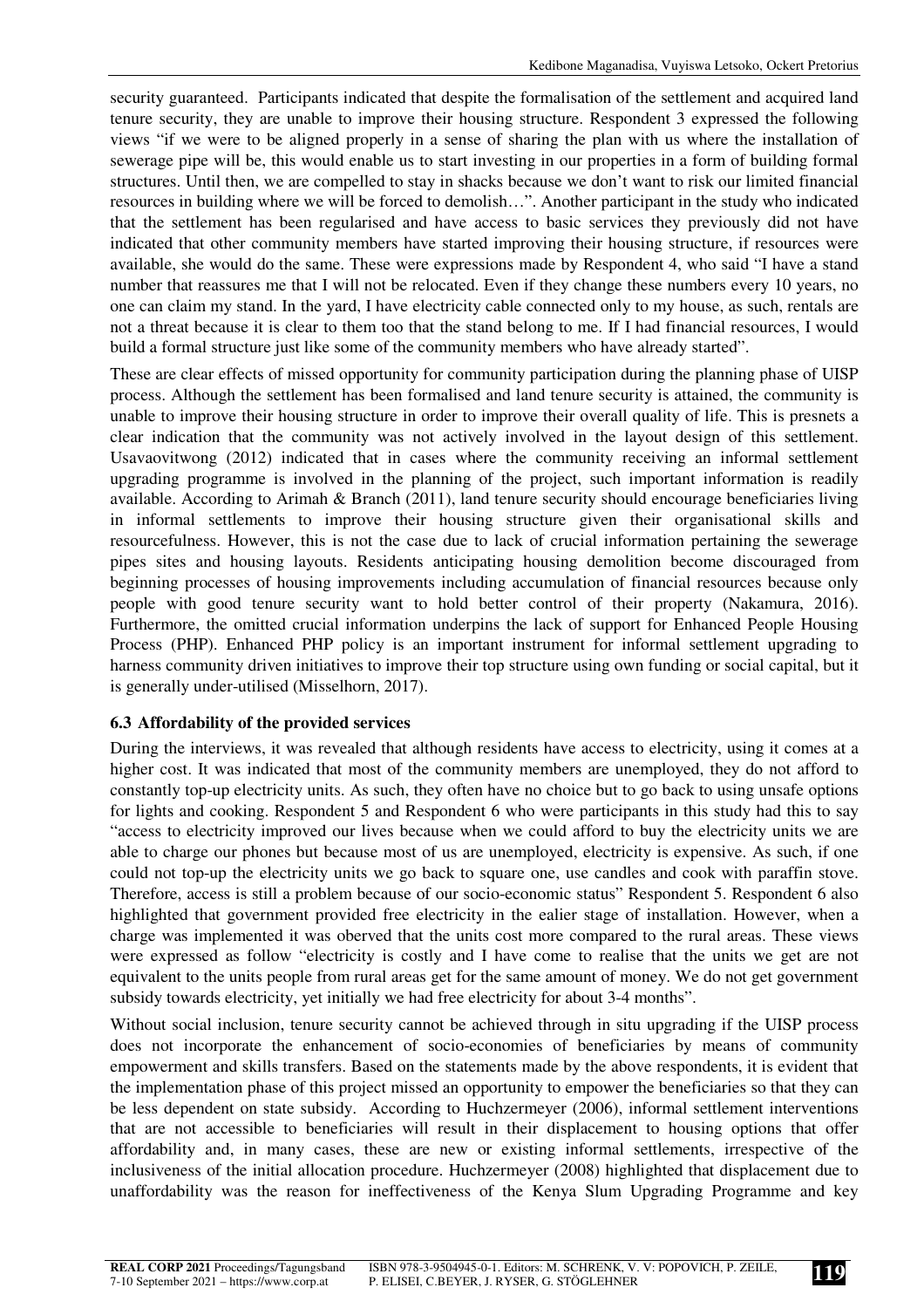security guaranteed. Participants indicated that despite the formalisation of the settlement and acquired land tenure security, they are unable to improve their housing structure. Respondent 3 expressed the following views "if we were to be aligned properly in a sense of sharing the plan with us where the installation of sewerage pipe will be, this would enable us to start investing in our properties in a form of building formal structures. Until then, we are compelled to stay in shacks because we don't want to risk our limited financial resources in building where we will be forced to demolish…". Another participant in the study who indicated that the settlement has been regularised and have access to basic services they previously did not have indicated that other community members have started improving their housing structure, if resources were available, she would do the same. These were expressions made by Respondent 4, who said "I have a stand number that reassures me that I will not be relocated. Even if they change these numbers every 10 years, no one can claim my stand. In the yard, I have electricity cable connected only to my house, as such, rentals are not a threat because it is clear to them too that the stand belong to me. If I had financial resources, I would build a formal structure just like some of the community members who have already started".

These are clear effects of missed opportunity for community participation during the planning phase of UISP process. Although the settlement has been formalised and land tenure security is attained, the community is unable to improve their housing structure in order to improve their overall quality of life. This is presnets a clear indication that the community was not actively involved in the layout design of this settlement. Usavaovitwong (2012) indicated that in cases where the community receiving an informal settlement upgrading programme is involved in the planning of the project, such important information is readily available. According to Arimah & Branch (2011), land tenure security should encourage beneficiaries living in informal settlements to improve their housing structure given their organisational skills and resourcefulness. However, this is not the case due to lack of crucial information pertaining the sewerage pipes sites and housing layouts. Residents anticipating housing demolition become discouraged from beginning processes of housing improvements including accumulation of financial resources because only people with good tenure security want to hold better control of their property (Nakamura, 2016). Furthermore, the omitted crucial information underpins the lack of support for Enhanced People Housing Process (PHP). Enhanced PHP policy is an important instrument for informal settlement upgrading to harness community driven initiatives to improve their top structure using own funding or social capital, but it is generally under-utilised (Misselhorn, 2017).

### 6.3 Affordability of the provided services

During the interviews, it was revealed that although residents have access to electricity, using it comes at a higher cost. It was indicated that most of the community members are unemployed, they do not afford to constantly top-up electricity units. As such, they often have no choice but to go back to using unsafe options for lights and cooking. Respondent 5 and Respondent 6 who were participants in this study had this to say "access to electricity improved our lives because when we could afford to buy the electricity units we are able to charge our phones but because most of us are unemployed, electricity is expensive. As such, if one could not top-up the electricity units we go back to square one, use candles and cook with paraffin stove. Therefore, access is still a problem because of our socio-economic status" Respondent 5. Respondent 6 also highlighted that government provided free electricity in the ealier stage of installation. However, when a charge was implemented it was oberved that the units cost more compared to the rural areas. These views were expressed as follow "electricity is costly and I have come to realise that the units we get are not equivalent to the units people from rural areas get for the same amount of money. We do not get government subsidy towards electricity, yet initially we had free electricity for about 3-4 months".

Without social inclusion, tenure security cannot be achieved through in situ upgrading if the UISP process does not incorporate the enhancement of socio-economies of beneficiaries by means of community empowerment and skills transfers. Based on the statements made by the above respondents, it is evident that the implementation phase of this project missed an opportunity to empower the beneficiaries so that they can be less dependent on state subsidy. According to Huchzermeyer (2006), informal settlement interventions that are not accessible to beneficiaries will result in their displacement to housing options that offer affordability and, in many cases, these are new or existing informal settlements, irrespective of the inclusiveness of the initial allocation procedure. Huchzermeyer (2008) highlighted that displacement due to unaffordability was the reason for ineffectiveness of the Kenya Slum Upgrading Programme and key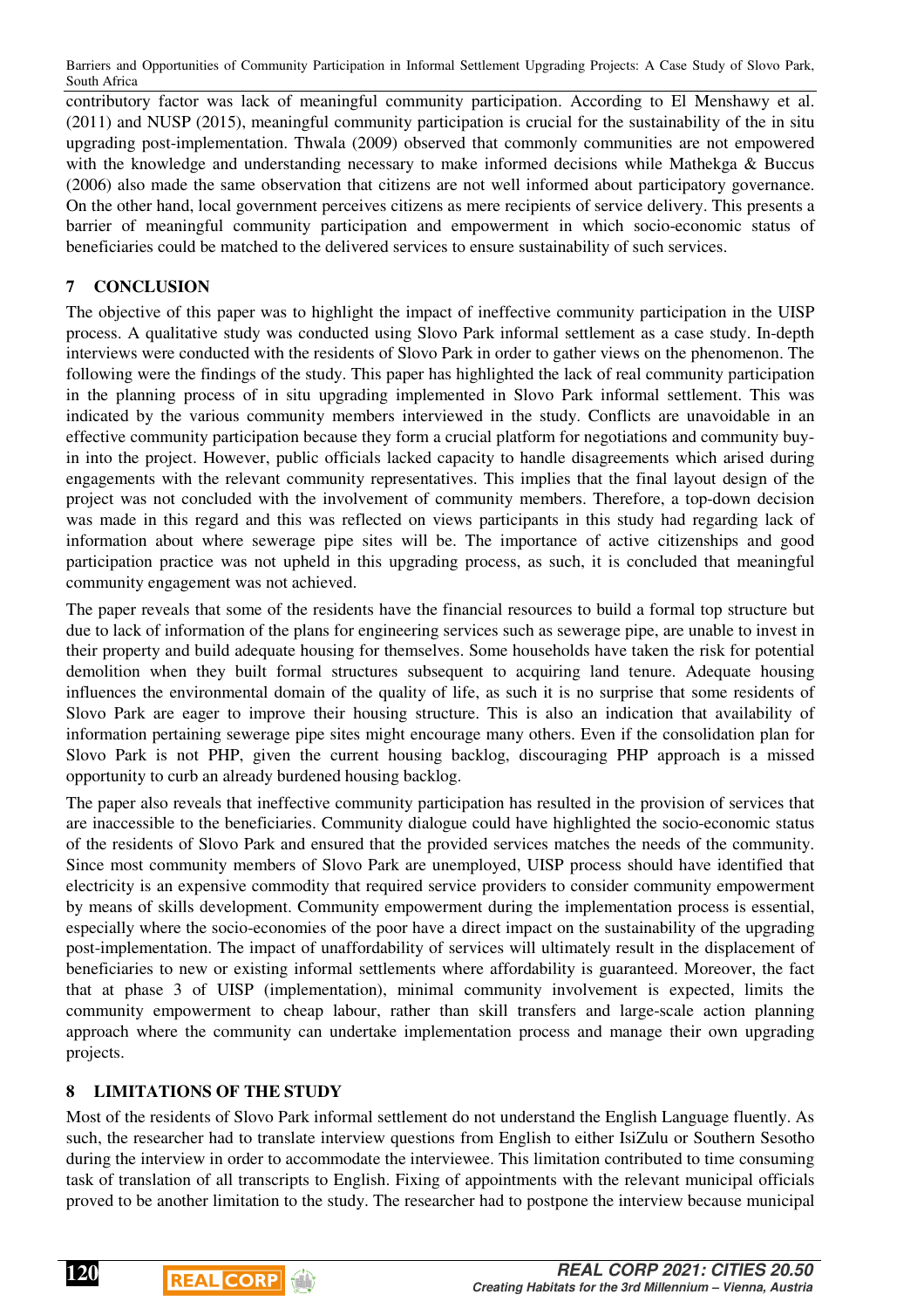contributory factor was lack of meaningful community participation. According to El Menshawy et al. (2011) and NUSP (2015), meaningful community participation is crucial for the sustainability of the in situ upgrading post-implementation. Thwala (2009) observed that commonly communities are not empowered with the knowledge and understanding necessary to make informed decisions while Mathekga & Buccus (2006) also made the same observation that citizens are not well informed about participatory governance. On the other hand, local government perceives citizens as mere recipients of service delivery. This presents a barrier of meaningful community participation and empowerment in which socio-economic status of beneficiaries could be matched to the delivered services to ensure sustainability of such services.

## 7 CONCLUSION

The objective of this paper was to highlight the impact of ineffective community participation in the UISP process. A qualitative study was conducted using Slovo Park informal settlement as a case study. In-depth interviews were conducted with the residents of Slovo Park in order to gather views on the phenomenon. The following were the findings of the study. This paper has highlighted the lack of real community participation in the planning process of in situ upgrading implemented in Slovo Park informal settlement. This was indicated by the various community members interviewed in the study. Conflicts are unavoidable in an effective community participation because they form a crucial platform for negotiations and community buy-in into the project. However, public officials lacked capacity to handle disagreements which arised during engagements with the relevant community representatives. This implies that the final layout design of the project was not concluded with the involvement of community members. Therefore, a top-down decision was made in this regard and this was reflected on views participants in this study had regarding lack of information about where sewerage pipe sites will be. The importance of active citizenships and good participation practice was not upheld in this upgrading process, as such, it is concluded that meaningful community engagement was not achieved.

The paper reveals that some of the residents have the financial resources to build a formal top structure but due to lack of information of the plans for engineering services such as sewerage pipe, are unable to invest in their property and build adequate housing for themselves. Some households have taken the risk for potential demolition when they built formal structures subsequent to acquiring land tenure. Adequate housing influences the environmental domain of the quality of life, as such it is no surprise that some residents of Slovo Park are eager to improve their housing structure. This is also an indication that availability of information pertaining sewerage pipe sites might encourage many others. Even if the consolidation plan for Slovo Park is not PHP, given the current housing backlog, discouraging PHP approach is a missed opportunity to curb an already burdened housing backlog.

The paper also reveals that ineffective community participation has resulted in the provision of services that are inaccessible to the beneficiaries. Community dialogue could have highlighted the socio-economic status of the residents of Slovo Park and ensured that the provided services matches the needs of the community. Since most community members of Slovo Park are unemployed, UISP process should have identified that electricity is an expensive commodity that required service providers to consider community empowerment by means of skills development. Community empowerment during the implementation process is essential, especially where the socio-economies of the poor have a direct impact on the sustainability of the upgrading post-implementation. The impact of unaffordability of services will ultimately result in the displacement of beneficiaries to new or existing informal settlements where affordability is guaranteed. Moreover, the fact that at phase 3 of UISP (implementation), minimal community involvement is expected, limits the community empowerment to cheap labour, rather than skill transfers and large-scale action planning approach where the community can undertake implementation process and manage their own upgrading projects.

## 8 LIMITATIONS OF THE STUDY

Most of the residents of Slovo Park informal settlement do not understand the English Language fluently. As such, the researcher had to translate interview questions from English to either IsiZulu or Southern Sesotho during the interview in order to accommodate the interviewee. This limitation contributed to time consuming task of translation of all transcripts to English. Fixing of appointments with the relevant municipal officials proved to be another limitation to the study. The researcher had to postpone the interview because municipal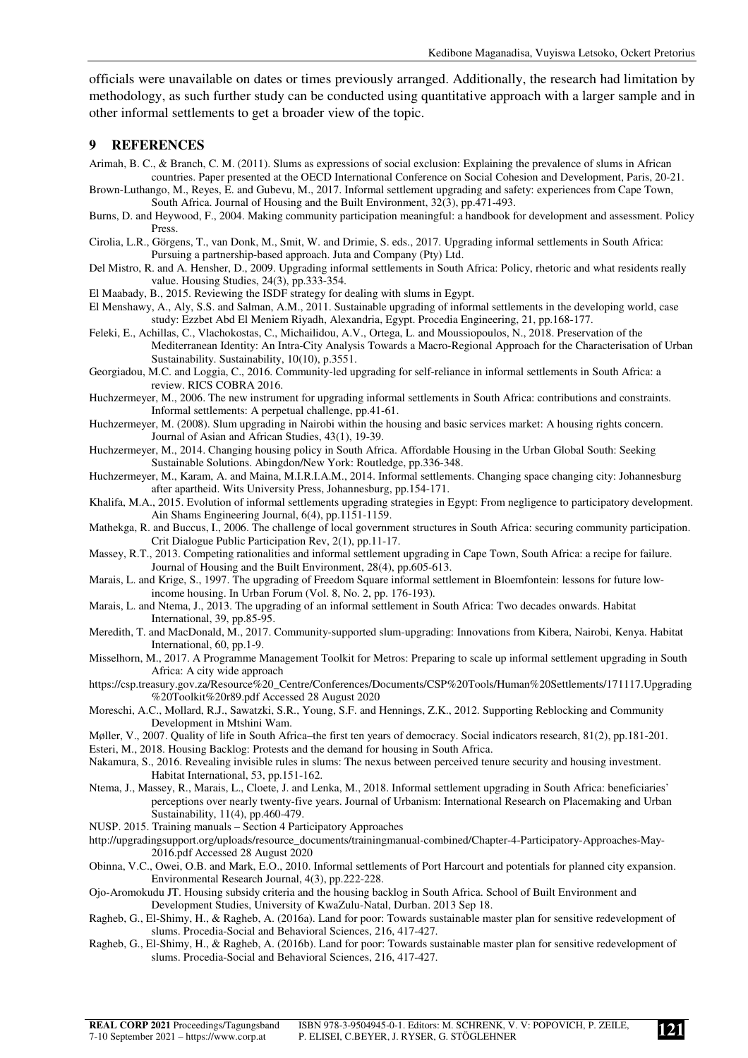officials were unavailable on dates or times previously arranged. Additionally, the research had limitation by methodology, as such further study can be conducted using quantitative approach with a larger sample and in other informal settlements to get a broader view of the topic.

## 9 REFERENCES

Arimah, B. C., & Branch, C. M. (2011). Slums as expressions of social exclusion: Explaining the prevalence of slums in African countries. Paper presented at the OECD International Conference on Social Cohesion and Development, Paris, 20-21.

Brown-Luthango, M., Reyes, E. and Gubevu, M., 2017. Informal settlement upgrading and safety: experiences from Cape Town, South Africa. Journal of Housing and the Built Environment, 32(3), pp.471-493.

Burns, D. and Heywood, F., 2004. Making community participation meaningful: a handbook for development and assessment. Policy Press.

Cirolia, L.R., Görgens, T., van Donk, M., Smit, W. and Drimie, S. eds., 2017. Upgrading informal settlements in South Africa: Pursuing a partnership-based approach. Juta and Company (Pty) Ltd.

Del Mistro, R. and A. Hensher, D., 2009. Upgrading informal settlements in South Africa: Policy, rhetoric and what residents really value. Housing Studies, 24(3), pp.333-354.

El Maabady, B., 2015. Reviewing the ISDF strategy for dealing with slums in Egypt.

El Menshawy, A., Aly, S.S. and Salman, A.M., 2011. Sustainable upgrading of informal settlements in the developing world, case study: Ezzbet Abd El Meniem Riyadh, Alexandria, Egypt. Procedia Engineering, 21, pp.168-177.

Feleki, E., Achillas, C., Vlachokostas, C., Michailidou, A.V., Ortega, L. and Moussiopoulos, N., 2018. Preservation of the Mediterranean Identity: An Intra-City Analysis Towards a Macro-Regional Approach for the Characterisation of Urban Sustainability. Sustainability, 10(10), p.3551.

Georgiadou, M.C. and Loggia, C., 2016. Community-led upgrading for self-reliance in informal settlements in South Africa: a review. RICS COBRA 2016.

Huchzermeyer, M., 2006. The new instrument for upgrading informal settlements in South Africa: contributions and constraints. Informal settlements: A perpetual challenge, pp.41-61.

Huchzermeyer, M. (2008). Slum upgrading in Nairobi within the housing and basic services market: A housing rights concern. Journal of Asian and African Studies, 43(1), 19-39.

Huchzermeyer, M., 2014. Changing housing policy in South Africa. Affordable Housing in the Urban Global South: Seeking Sustainable Solutions. Abingdon/New York: Routledge, pp.336-348.

Huchzermeyer, M., Karam, A. and Maina, M.I.R.I.A.M., 2014. Informal settlements. Changing space changing city: Johannesburg after apartheid. Wits University Press, Johannesburg, pp.154-171.

Khalifa, M.A., 2015. Evolution of informal settlements upgrading strategies in Egypt: From negligence to participatory development. Ain Shams Engineering Journal, 6(4), pp.1151-1159.

Mathekga, R. and Buccus, I., 2006. The challenge of local government structures in South Africa: securing community participation. Crit Dialogue Public Participation Rev, 2(1), pp.11-17.

Massey, R.T., 2013. Competing rationalities and informal settlement upgrading in Cape Town, South Africa: a recipe for failure. Journal of Housing and the Built Environment, 28(4), pp.605-613.

Marais, L. and Krige, S., 1997. The upgrading of Freedom Square informal settlement in Bloemfontein: lessons for future low-income housing. In Urban Forum (Vol. 8, No. 2, pp. 176-193).

Marais, L. and Ntema, J., 2013. The upgrading of an informal settlement in South Africa: Two decades onwards. Habitat International, 39, pp.85-95.

Meredith, T. and MacDonald, M., 2017. Community-supported slum-upgrading: Innovations from Kibera, Nairobi, Kenya. Habitat International, 60, pp.1-9.

Misselhorn, M., 2017. A Programme Management Toolkit for Metros: Preparing to scale up informal settlement upgrading in South Africa: A city wide approach

https://csp.treasury.gov.za/Resource%20_Centre/Conferences/Documents/CSP%20Tools/Human%20Settlements/171117.Upgrading%20Toolkit%20r89.pdf Accessed 28 August 2020

Moreschi, A.C., Mollard, R.J., Sawatzki, S.R., Young, S.F. and Hennings, Z.K., 2012. Supporting Reblocking and Community Development in Mtshini Wam.

Møller, V., 2007. Quality of life in South Africa–the first ten years of democracy. Social indicators research, 81(2), pp.181-201.

Esteri, M., 2018. Housing Backlog: Protests and the demand for housing in South Africa.

Nakamura, S., 2016. Revealing invisible rules in slums: The nexus between perceived tenure security and housing investment. Habitat International, 53, pp.151-162.

Ntema, J., Massey, R., Marais, L., Cloete, J. and Lenka, M., 2018. Informal settlement upgrading in South Africa: beneficiaries' perceptions over nearly twenty-five years. Journal of Urbanism: International Research on Placemaking and Urban Sustainability, 11(4), pp.460-479.

NUSP. 2015. Training manuals – Section 4 Participatory Approaches

http://upgradingsupport.org/uploads/resource_documents/trainingmanual-combined/Chapter-4-Participatory-Approaches-May-2016.pdf Accessed 28 August 2020

Obinna, V.C., Owei, O.B. and Mark, E.O., 2010. Informal settlements of Port Harcourt and potentials for planned city expansion. Environmental Research Journal, 4(3), pp.222-228.

Ojo-Aromokudu JT. Housing subsidy criteria and the housing backlog in South Africa. School of Built Environment and Development Studies, University of KwaZulu-Natal, Durban. 2013 Sep 18.

Ragheb, G., El-Shimy, H., & Ragheb, A. (2016a). Land for poor: Towards sustainable master plan for sensitive redevelopment of slums. Procedia-Social and Behavioral Sciences, 216, 417-427.

Ragheb, G., El-Shimy, H., & Ragheb, A. (2016b). Land for poor: Towards sustainable master plan for sensitive redevelopment of slums. Procedia-Social and Behavioral Sciences, 216, 417-427.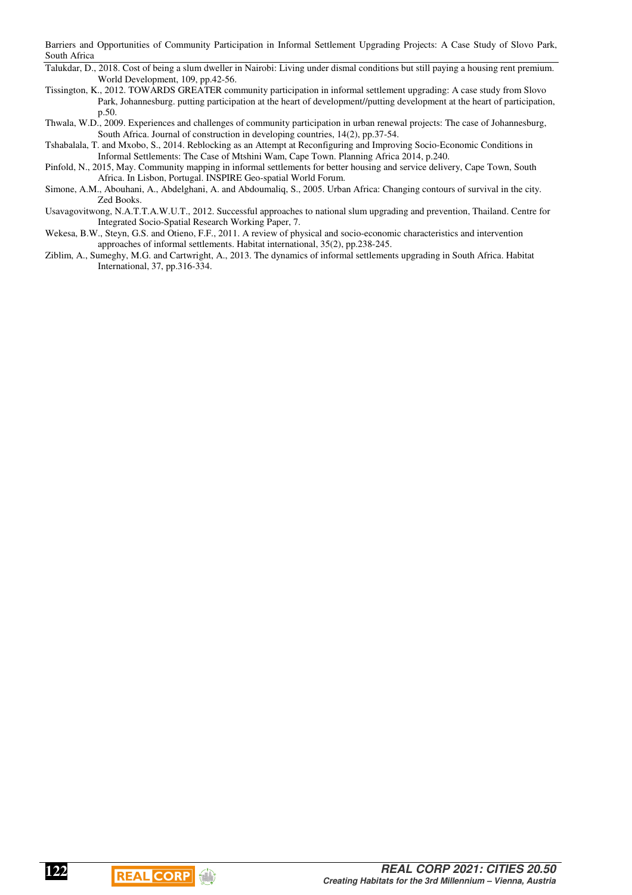Talukdar, D., 2018. Cost of being a slum dweller in Nairobi: Living under dismal conditions but still paying a housing rent premium. World Development, 109, pp.42-56.

Tissington, K., 2012. TOWARDS GREATER community participation in informal settlement upgrading: A case study from Slovo Park, Johannesburg. putting participation at the heart of development//putting development at the heart of participation, p.50.

Thwala, W.D., 2009. Experiences and challenges of community participation in urban renewal projects: The case of Johannesburg, South Africa. Journal of construction in developing countries, 14(2), pp.37-54.

Tshabalala, T. and Mxobo, S., 2014. Reblocking as an Attempt at Reconfiguring and Improving Socio-Economic Conditions in Informal Settlements: The Case of Mtshini Wam, Cape Town. Planning Africa 2014, p.240.

Pinfold, N., 2015, May. Community mapping in informal settlements for better housing and service delivery, Cape Town, South Africa. In Lisbon, Portugal. INSPIRE Geo-spatial World Forum.

Simone, A.M., Abouhani, A., Abdelghani, A. and Abdoumaliq, S., 2005. Urban Africa: Changing contours of survival in the city. Zed Books.

Usavagovitwong, N.A.T.T.A.W.U.T., 2012. Successful approaches to national slum upgrading and prevention, Thailand. Centre for Integrated Socio-Spatial Research Working Paper, 7.

Wekesa, B.W., Steyn, G.S. and Otieno, F.F., 2011. A review of physical and socio-economic characteristics and intervention approaches of informal settlements. Habitat international, 35(2), pp.238-245.

Ziblim, A., Sumeghy, M.G. and Cartwright, A., 2013. The dynamics of informal settlements upgrading in South Africa. Habitat International, 37, pp.316-334.